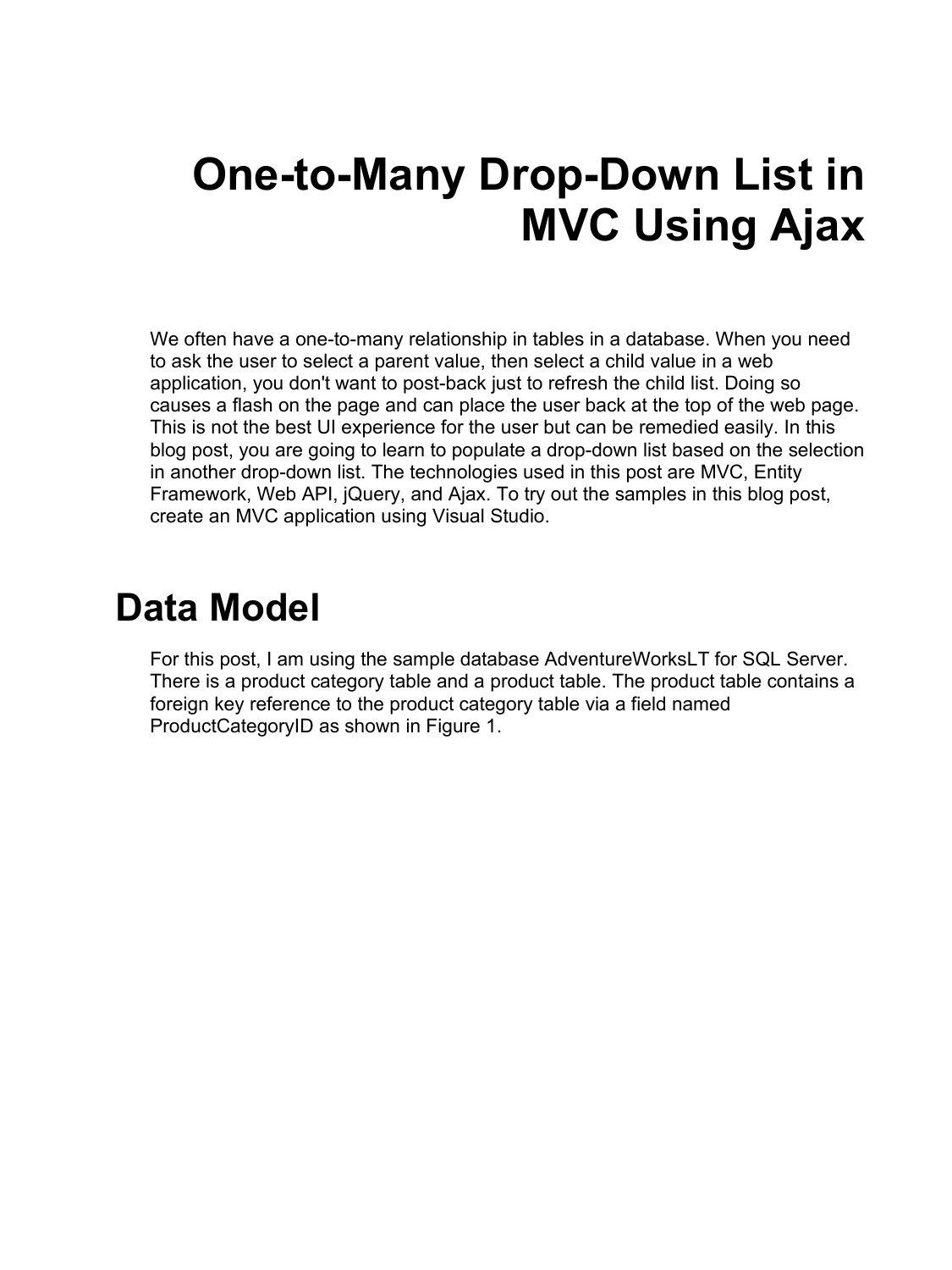# One-to-Many Drop-Down List in MVC Using Ajax

We often have a one-to-many relationship in tables in a database. When you need to ask the user to select a parent value, then select a child value in a web application, you don't want to post-back just to refresh the child list. Doing so causes a flash on the page and can place the user back at the top of the web page. This is not the best UI experience for the user but can be remedied easily. In this blog post, you are going to learn to populate a drop-down list based on the selection in another drop-down list. The technologies used in this post are MVC, Entity Framework, Web API, jQuery, and Ajax. To try out the samples in this blog post, create an MVC application using Visual Studio.

## Data Model

For this post, I am using the sample database AdventureWorksLT for SQL Server. There is a product category table and a product table. The product table contains a foreign key reference to the product category table via a field named ProductCategoryID as shown in Figure 1.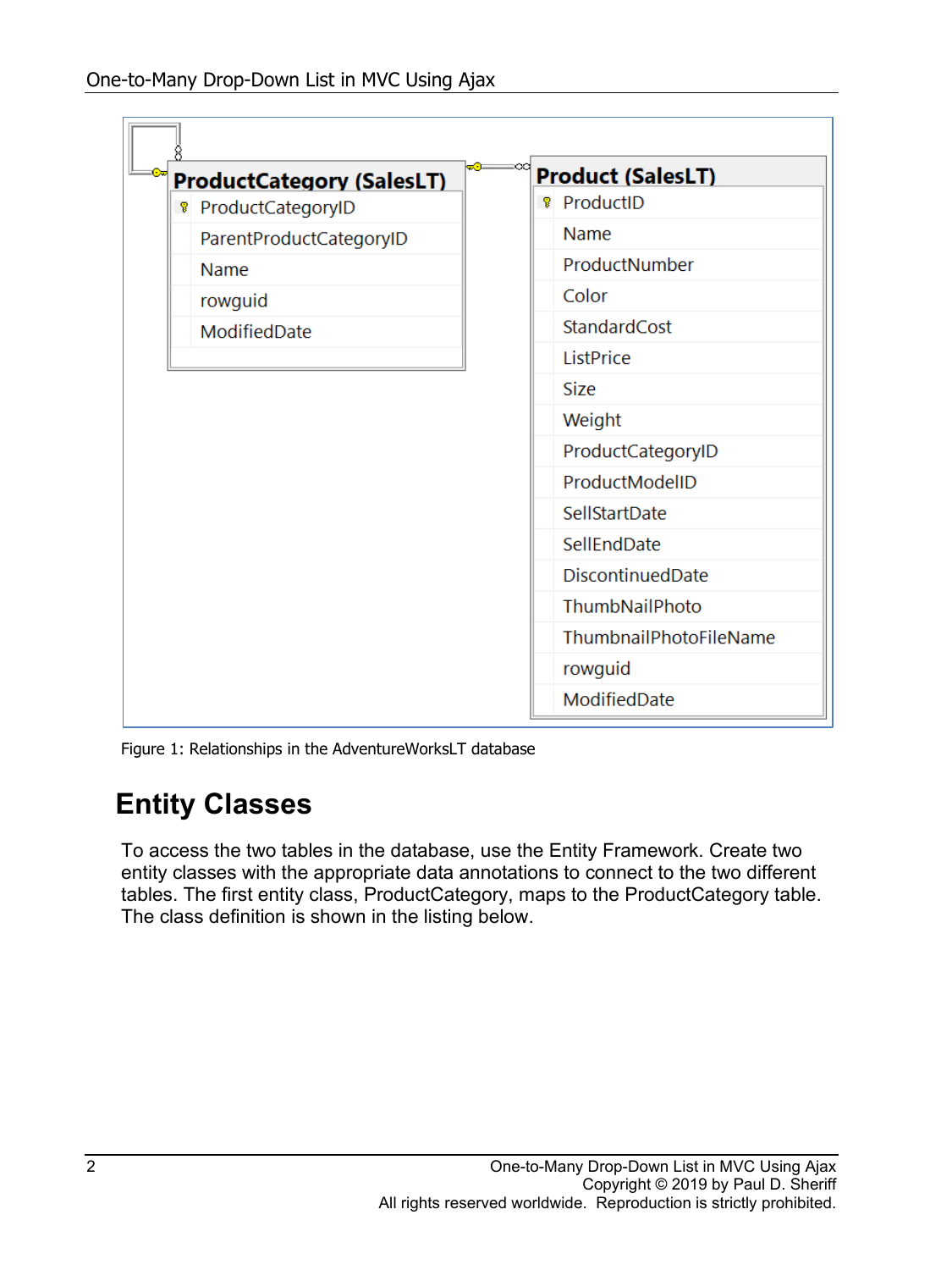| ProductCategory (SalesLT) |
| --- |
| ProductCategoryID |
| ParentProductCategoryID |
| Name |
| rowguid |
| ModifiedDate |

| Product (SalesLT) |
| --- |
| ProductID |
| Name |
| ProductNumber |
| Color |
| StandardCost |
| ListPrice |
| Size |
| Weight |
| ProductCategoryID |
| ProductModelID |
| SellStartDate |
| SellEndDate |
| DiscontinuedDate |
| ThumbNailPhoto |
| ThumbnailPhotoFileName |
| rowguid |
| ModifiedDate |

Figure 1: Relationships in the AdventureWorksLT database

## Entity Classes

To access the two tables in the database, use the Entity Framework. Create two entity classes with the appropriate data annotations to connect to the two different tables. The first entity class, ProductCategory, maps to the ProductCategory table. The class definition is shown in the listing below.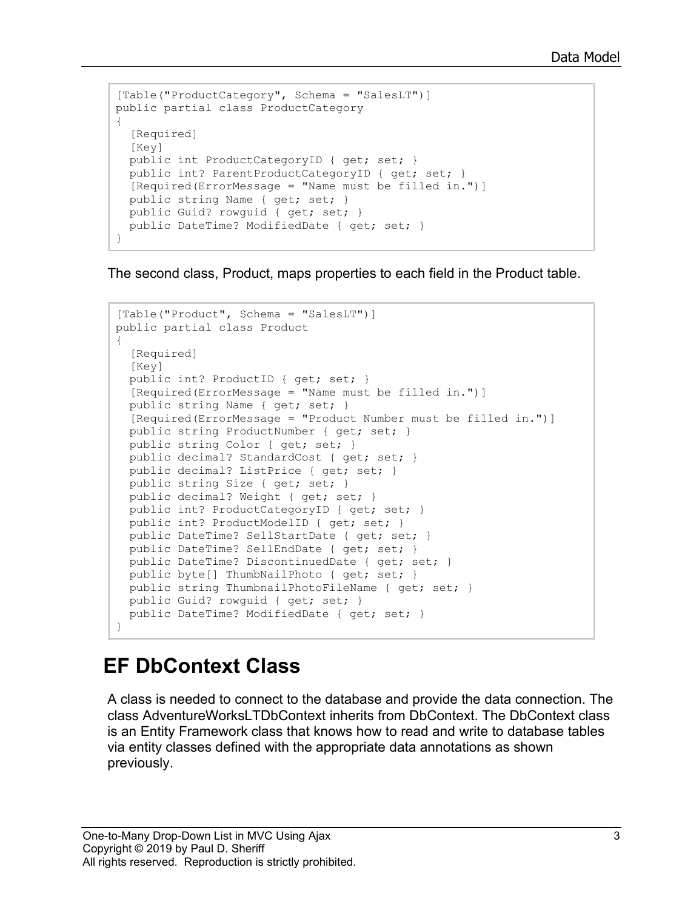```
[Table("ProductCategory", Schema = "SalesLT")]
public partial class ProductCategory
{
  [Required]
  [Key]
  public int ProductCategoryID { get; set; }
  public int? ParentProductCategoryID { get; set; }
  [Required(ErrorMessage = "Name must be filled in.")]
  public string Name { get; set; }
  public Guid? rowguid { get; set; }
  public DateTime? ModifiedDate { get; set; }
}
```

The second class, Product, maps properties to each field in the Product table.

```
[Table("Product", Schema = "SalesLT")]
public partial class Product
{
  [Required]
  [Key]
  public int? ProductID { get; set; }
  [Required(ErrorMessage = "Name must be filled in.")]
  public string Name { get; set; }
  [Required(ErrorMessage = "Product Number must be filled in.")]
  public string ProductNumber { get; set; }
  public string Color { get; set; }
  public decimal? StandardCost { get; set; }
  public decimal? ListPrice { get; set; }
  public string Size { get; set; }
  public decimal? Weight { get; set; }
  public int? ProductCategoryID { get; set; }
  public int? ProductModelID { get; set; }
  public DateTime? SellStartDate { get; set; }
  public DateTime? SellEndDate { get; set; }
  public DateTime? DiscontinuedDate { get; set; }
  public byte[] ThumbNailPhoto { get; set; }
  public string ThumbnailPhotoFileName { get; set; }
  public Guid? rowguid { get; set; }
  public DateTime? ModifiedDate { get; set; }
}
```

## EF DbContext Class

A class is needed to connect to the database and provide the data connection. The class AdventureWorksLTDbContext inherits from DbContext. The DbContext class is an Entity Framework class that knows how to read and write to database tables via entity classes defined with the appropriate data annotations as shown previously.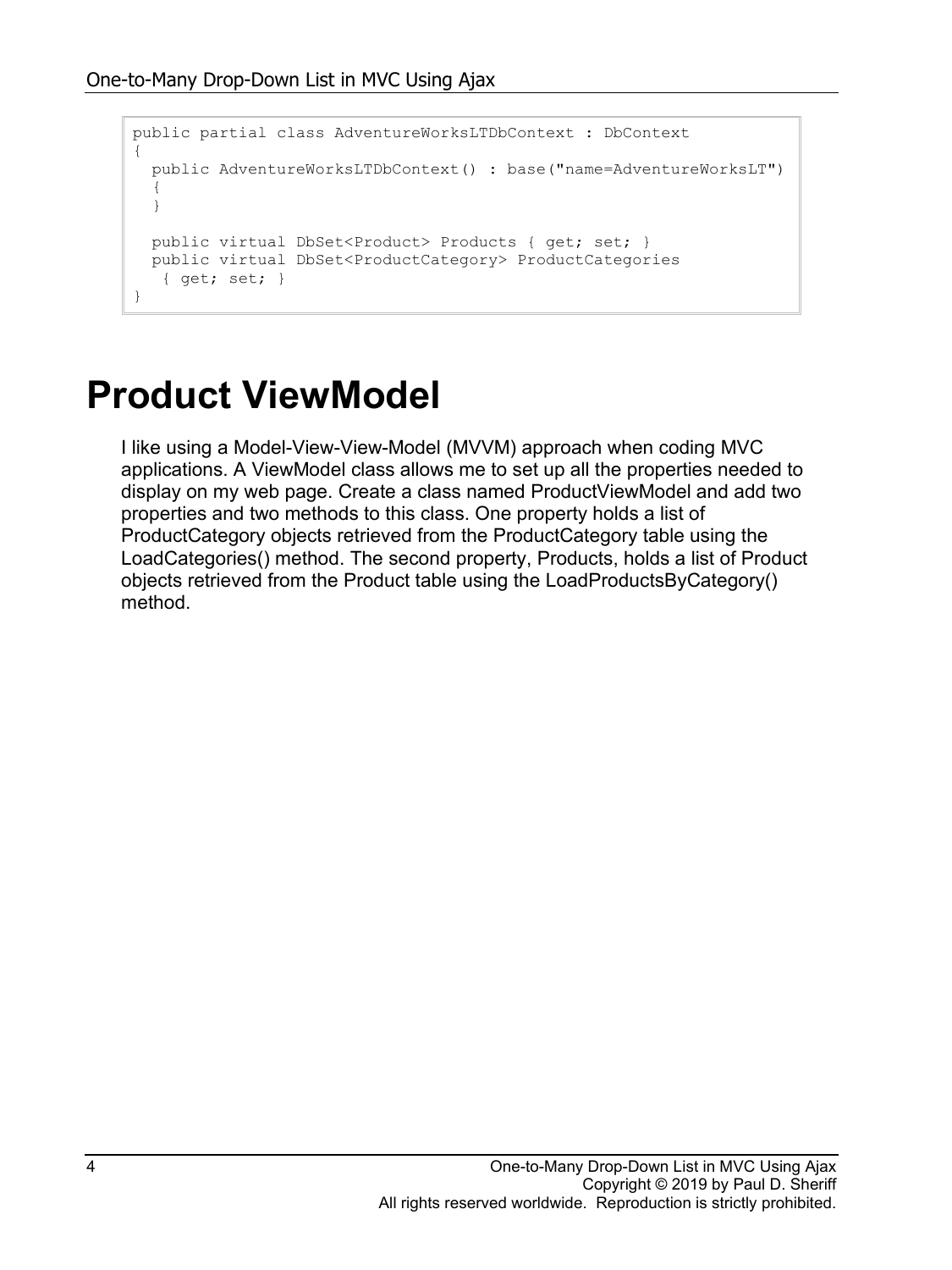```
public partial class AdventureWorksLTDbContext : DbContext
{
  public AdventureWorksLTDbContext() : base("name=AdventureWorksLT")
  {
  }

  public virtual DbSet<Product> Products { get; set; }
  public virtual DbSet<ProductCategory> ProductCategories
   { get; set; }
}
```

# Product ViewModel

I like using a Model-View-View-Model (MVVM) approach when coding MVC applications. A ViewModel class allows me to set up all the properties needed to display on my web page. Create a class named ProductViewModel and add two properties and two methods to this class. One property holds a list of ProductCategory objects retrieved from the ProductCategory table using the LoadCategories() method. The second property, Products, holds a list of Product objects retrieved from the Product table using the LoadProductsByCategory() method.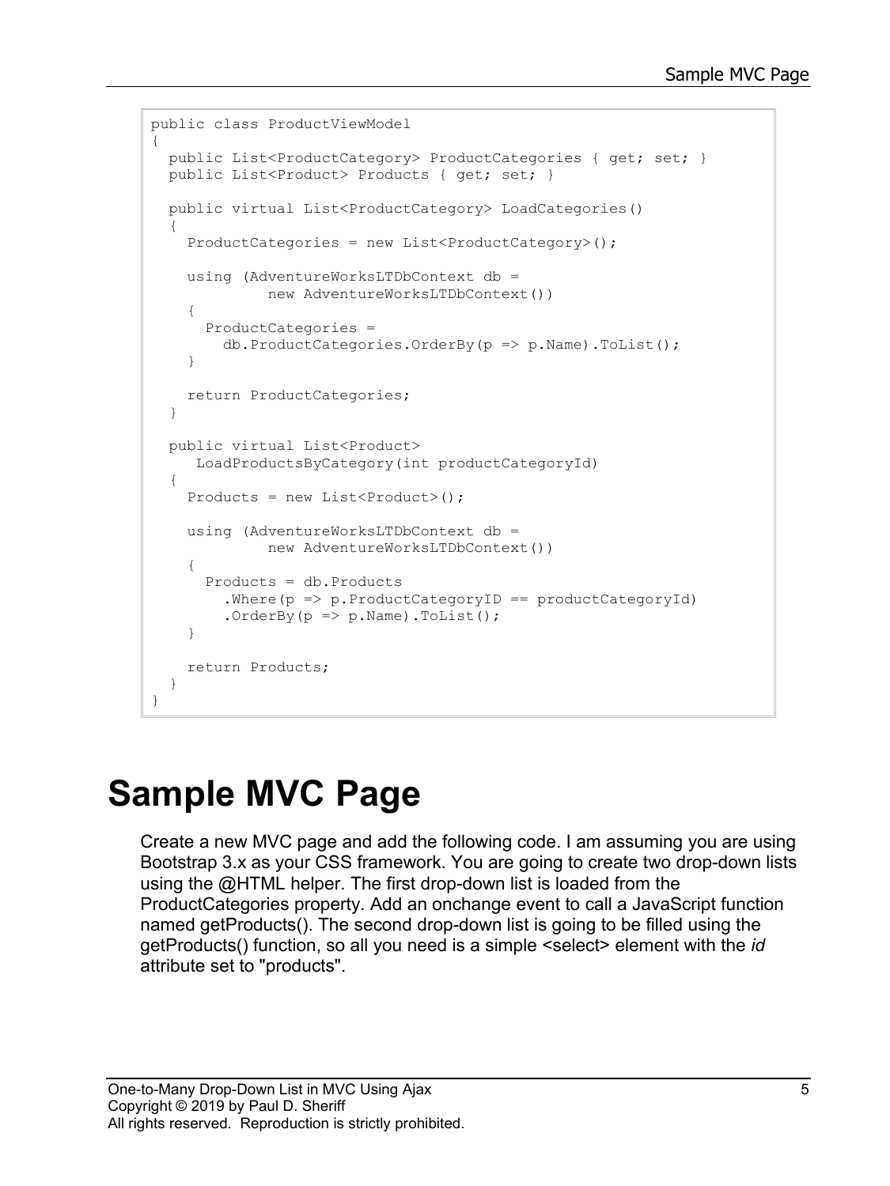```
public class ProductViewModel
{
  public List<ProductCategory> ProductCategories { get; set; }
  public List<Product> Products { get; set; }

  public virtual List<ProductCategory> LoadCategories()
  {
    ProductCategories = new List<ProductCategory>();

    using (AdventureWorksLTDbContext db =
             new AdventureWorksLTDbContext())
    {
      ProductCategories =
        db.ProductCategories.OrderBy(p => p.Name).ToList();
    }

    return ProductCategories;
  }

  public virtual List<Product>
     LoadProductsByCategory(int productCategoryId)
  {
    Products = new List<Product>();

    using (AdventureWorksLTDbContext db =
             new AdventureWorksLTDbContext())
    {
      Products = db.Products
        .Where(p => p.ProductCategoryID == productCategoryId)
        .OrderBy(p => p.Name).ToList();
    }

    return Products;
  }
}
```

# Sample MVC Page

Create a new MVC page and add the following code. I am assuming you are using Bootstrap 3.x as your CSS framework. You are going to create two drop-down lists using the @HTML helper. The first drop-down list is loaded from the ProductCategories property. Add an onchange event to call a JavaScript function named getProducts(). The second drop-down list is going to be filled using the getProducts() function, so all you need is a simple <select> element with the *id* attribute set to "products".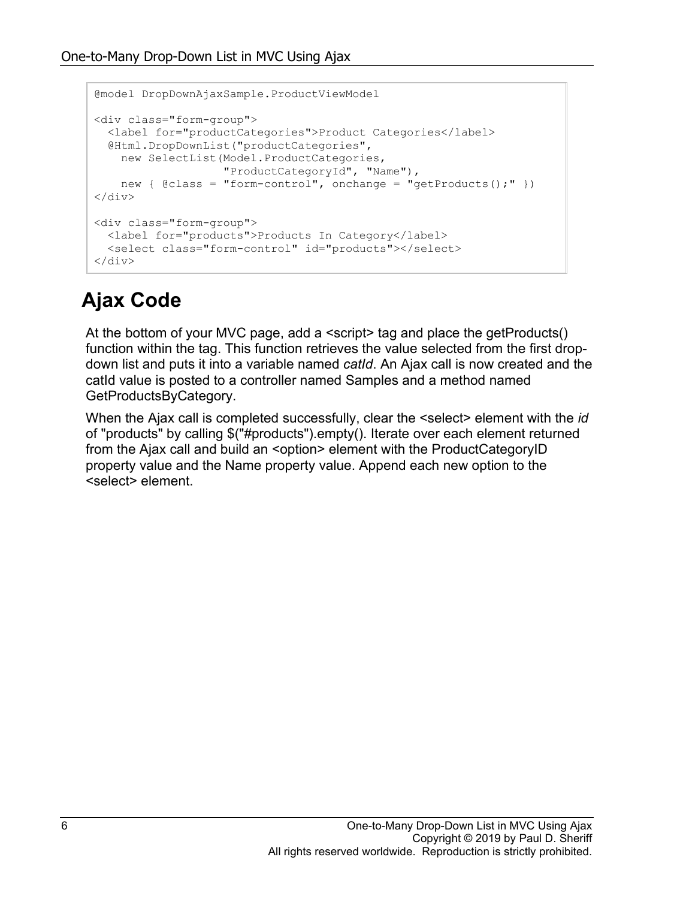```
@model DropDownAjaxSample.ProductViewModel

<div class="form-group">
  <label for="productCategories">Product Categories</label>
  @Html.DropDownList("productCategories",
    new SelectList(Model.ProductCategories,
                   "ProductCategoryId", "Name"),
    new { @class = "form-control", onchange = "getProducts();" })
</div>

<div class="form-group">
  <label for="products">Products In Category</label>
  <select class="form-control" id="products"></select>
</div>
```

## Ajax Code

At the bottom of your MVC page, add a <script> tag and place the getProducts() function within the tag. This function retrieves the value selected from the first drop-down list and puts it into a variable named *catId*. An Ajax call is now created and the catId value is posted to a controller named Samples and a method named GetProductsByCategory.

When the Ajax call is completed successfully, clear the <select> element with the *id* of "products" by calling $("#products").empty(). Iterate over each element returned from the Ajax call and build an <option> element with the ProductCategoryID property value and the Name property value. Append each new option to the <select> element.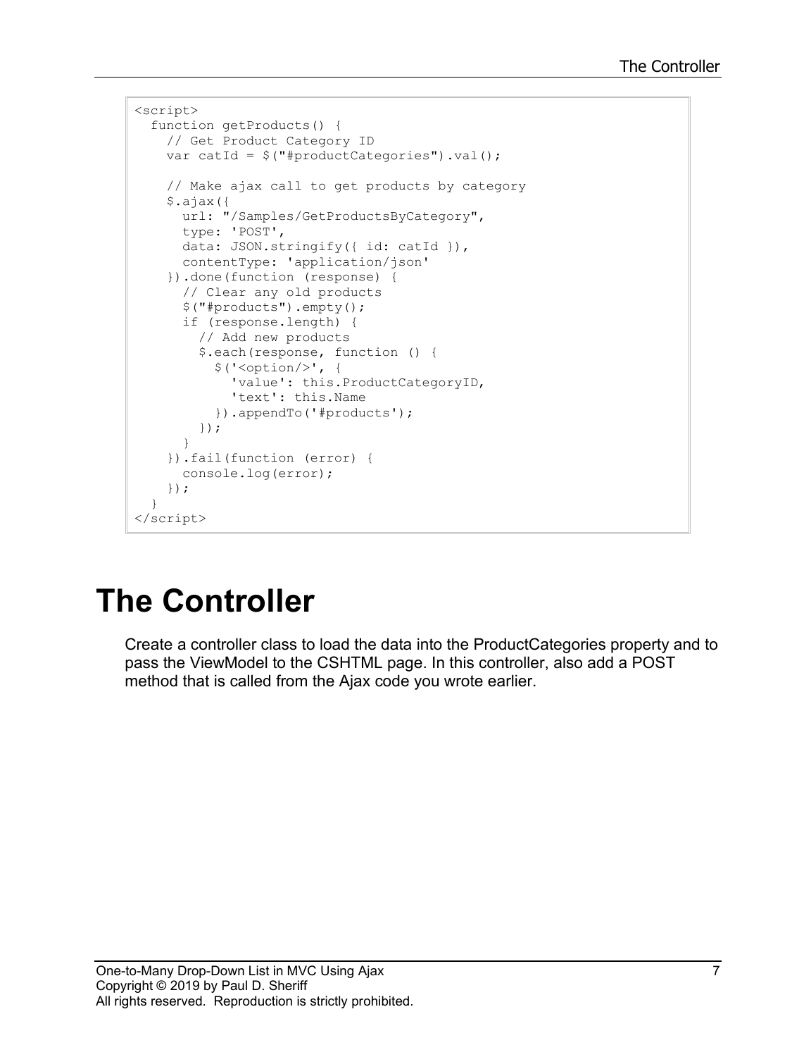```
<script>
  function getProducts() {
    // Get Product Category ID
    var catId = $("#productCategories").val();

    // Make ajax call to get products by category
    $.ajax({
      url: "/Samples/GetProductsByCategory",
      type: 'POST',
      data: JSON.stringify({ id: catId }),
      contentType: 'application/json'
    }).done(function (response) {
      // Clear any old products
      $("#products").empty();
      if (response.length) {
        // Add new products
        $.each(response, function () {
          $('<option/>', {
            'value': this.ProductCategoryID,
            'text': this.Name
          }).appendTo('#products');
        });
      }
    }).fail(function (error) {
      console.log(error);
    });
  }
</script>
```

# The Controller

Create a controller class to load the data into the ProductCategories property and to pass the ViewModel to the CSHTML page. In this controller, also add a POST method that is called from the Ajax code you wrote earlier.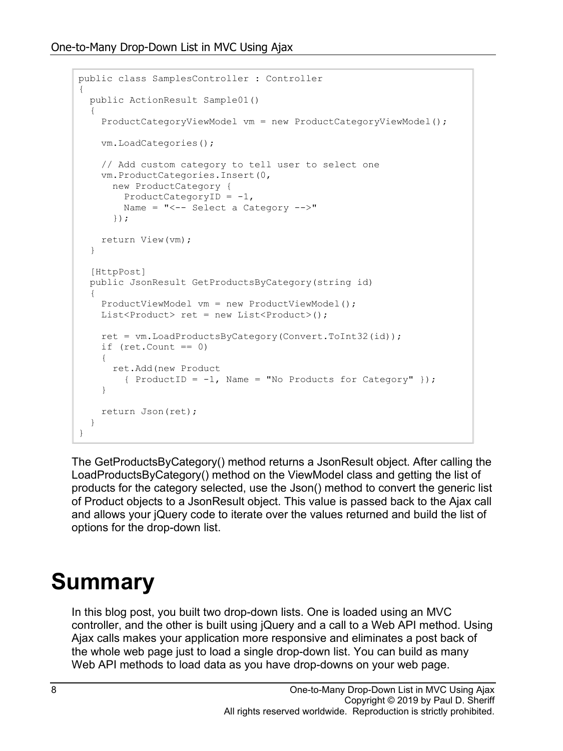```
public class SamplesController : Controller
{
  public ActionResult Sample01()
  {
    ProductCategoryViewModel vm = new ProductCategoryViewModel();

    vm.LoadCategories();

    // Add custom category to tell user to select one
    vm.ProductCategories.Insert(0,
      new ProductCategory {
        ProductCategoryID = -1,
        Name = "<-- Select a Category -->"
      });

    return View(vm);
  }

  [HttpPost]
  public JsonResult GetProductsByCategory(string id)
  {
    ProductViewModel vm = new ProductViewModel();
    List<Product> ret = new List<Product>();

    ret = vm.LoadProductsByCategory(Convert.ToInt32(id));
    if (ret.Count == 0)
    {
      ret.Add(new Product
        { ProductID = -1, Name = "No Products for Category" });
    }

    return Json(ret);
  }
}
```

The GetProductsByCategory() method returns a JsonResult object. After calling the LoadProductsByCategory() method on the ViewModel class and getting the list of products for the category selected, use the Json() method to convert the generic list of Product objects to a JsonResult object. This value is passed back to the Ajax call and allows your jQuery code to iterate over the values returned and build the list of options for the drop-down list.

# Summary

In this blog post, you built two drop-down lists. One is loaded using an MVC controller, and the other is built using jQuery and a call to a Web API method. Using Ajax calls makes your application more responsive and eliminates a post back of the whole web page just to load a single drop-down list. You can build as many Web API methods to load data as you have drop-downs on your web page.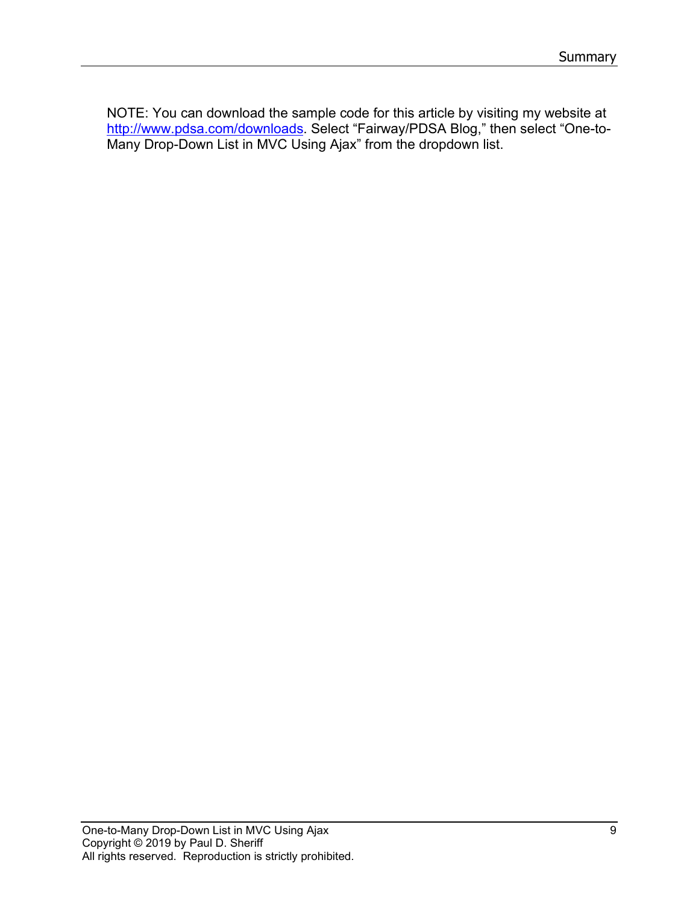NOTE: You can download the sample code for this article by visiting my website at [http://www.pdsa.com/downloads](http://www.pdsa.com/downloads). Select “Fairway/PDSA Blog,” then select “One-to-Many Drop-Down List in MVC Using Ajax” from the dropdown list.